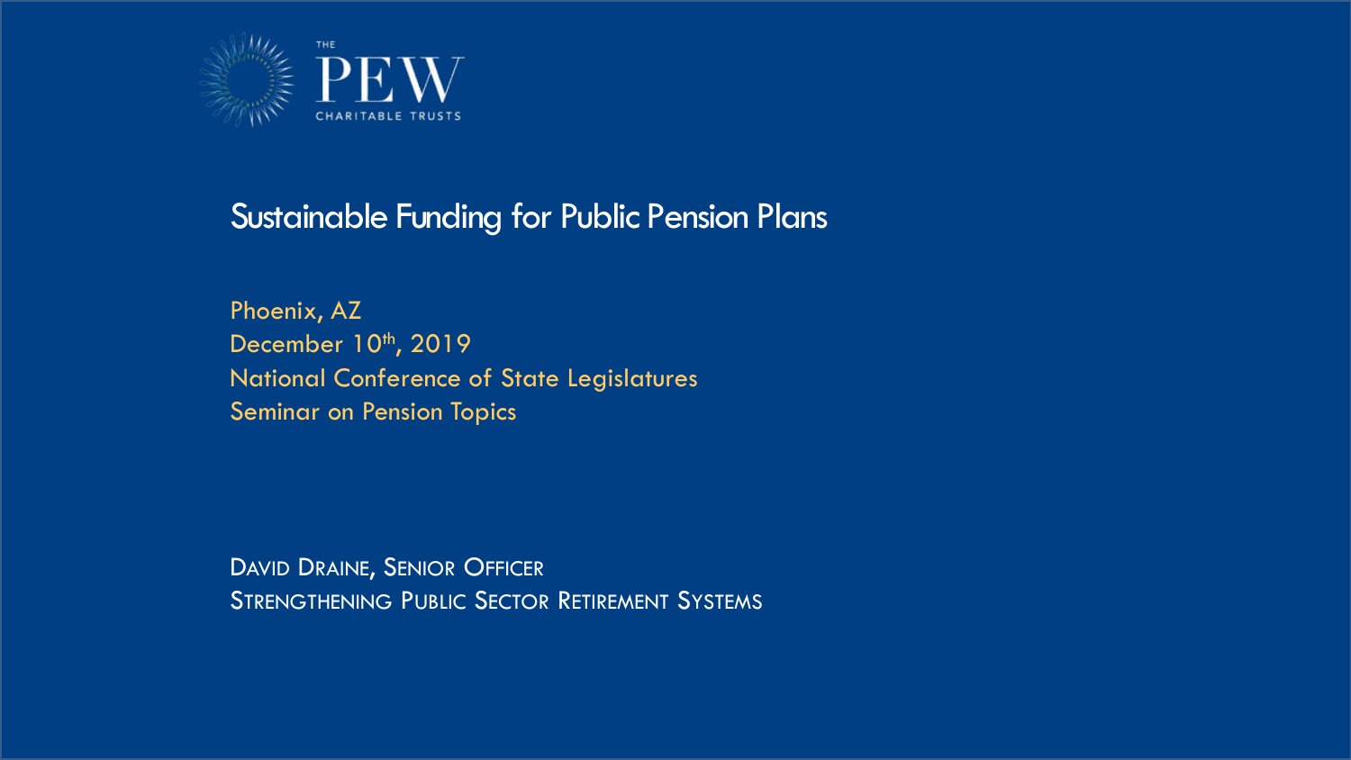THE PEW CHARITABLE TRUSTS

# Sustainable Funding for Public Pension Plans

Phoenix, AZ
December 10th, 2019
National Conference of State Legislatures
Seminar on Pension Topics

DAVID DRAINE, SENIOR OFFICER
STRENGTHENING PUBLIC SECTOR RETIREMENT SYSTEMS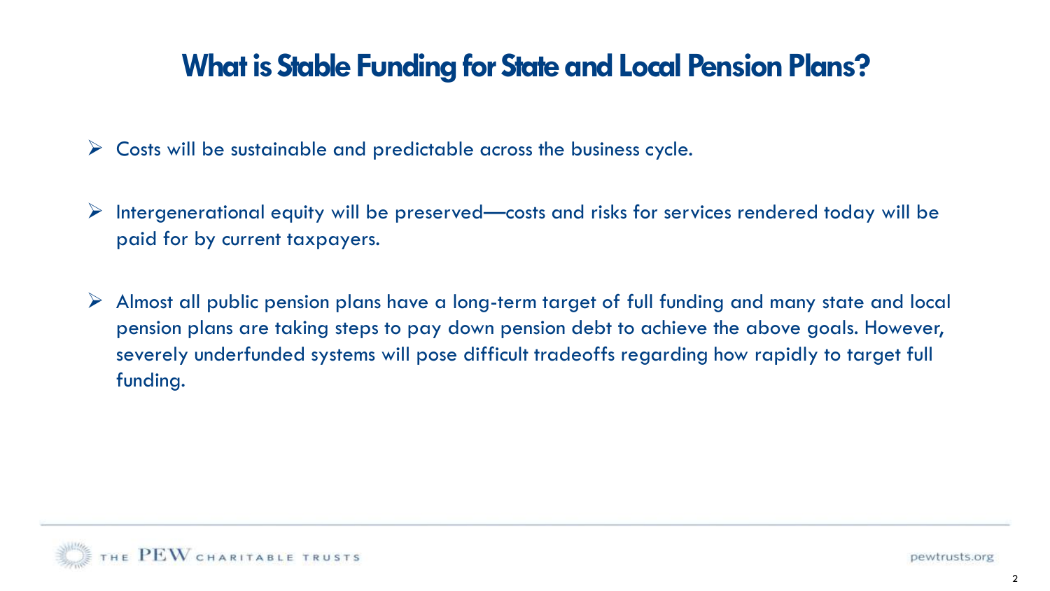# What is Stable Funding for State and Local Pension Plans?

- Costs will be sustainable and predictable across the business cycle.
- Intergenerational equity will be preserved—costs and risks for services rendered today will be paid for by current taxpayers.
- Almost all public pension plans have a long-term target of full funding and many state and local pension plans are taking steps to pay down pension debt to achieve the above goals. However, severely underfunded systems will pose difficult tradeoffs regarding how rapidly to target full funding.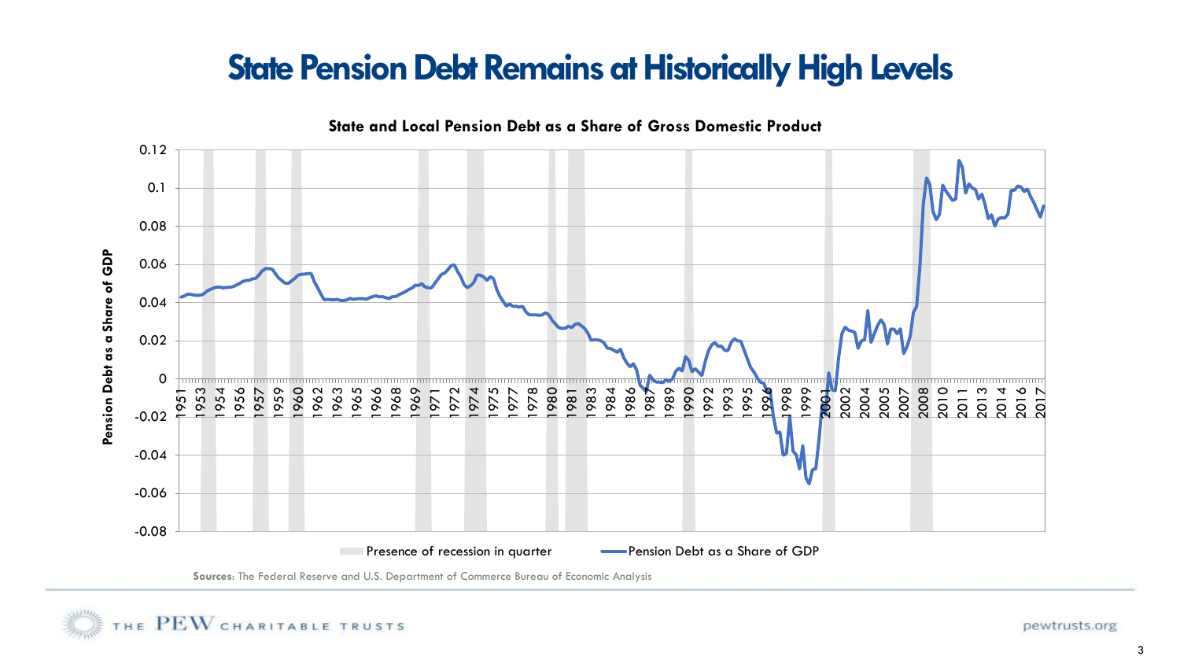# State Pension Debt Remains at Historically High Levels

**State and Local Pension Debt as a Share of Gross Domestic Product**

**Sources:** The Federal Reserve and U.S. Department of Commerce Bureau of Economic Analysis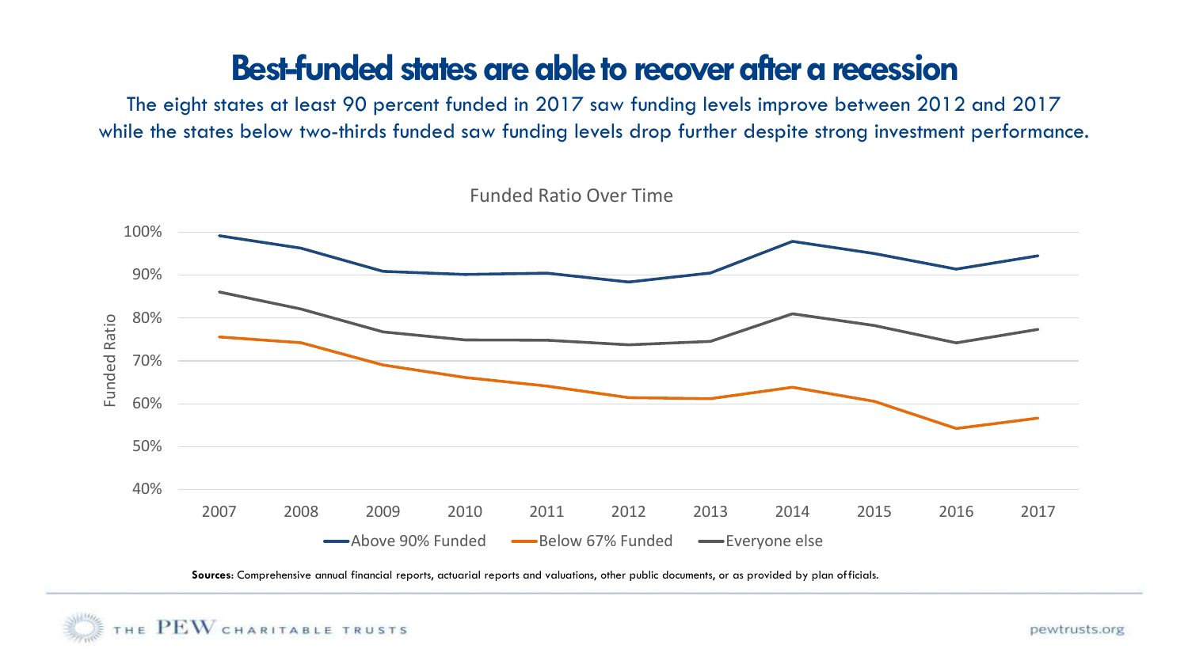# Best-funded states are able to recover after a recession

The eight states at least 90 percent funded in 2017 saw funding levels improve between 2012 and 2017 while the states below two-thirds funded saw funding levels drop further despite strong investment performance.

Funded Ratio Over Time

| Year | Above 90% Funded | Below 67% Funded | Everyone else |
|---|---|---|---|
| 2007 | | | |
| 2008 | | | |
| 2009 | | | |
| 2010 | | | |
| 2011 | | | |
| 2012 | | | |
| 2013 | | | |
| 2014 | | | |
| 2015 | | | |
| 2016 | | | |
| 2017 | | | |

**Sources**: Comprehensive annual financial reports, actuarial reports and valuations, other public documents, or as provided by plan officials.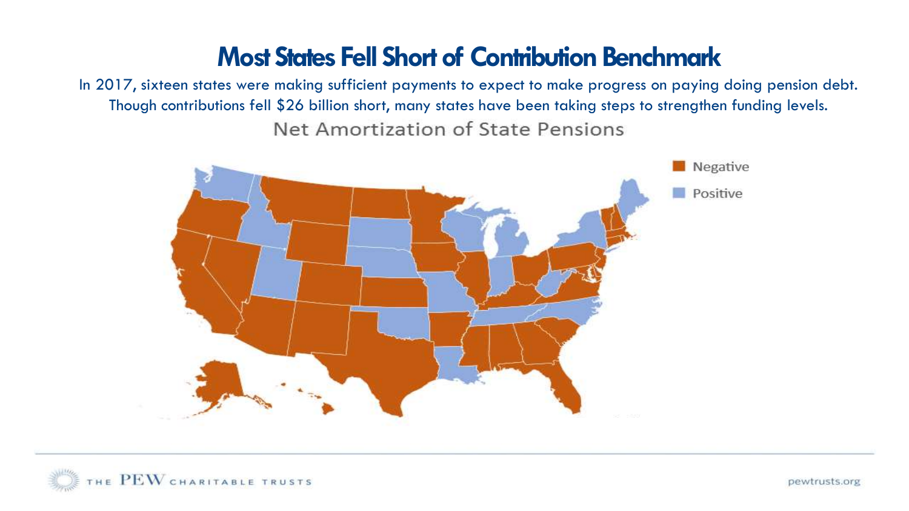# Most States Fell Short of Contribution Benchmark

In 2017, sixteen states were making sufficient payments to expect to make progress on paying doing pension debt. Though contributions fell $26 billion short, many states have been taking steps to strengthen funding levels.

Net Amortization of State Pensions

Negative

Positive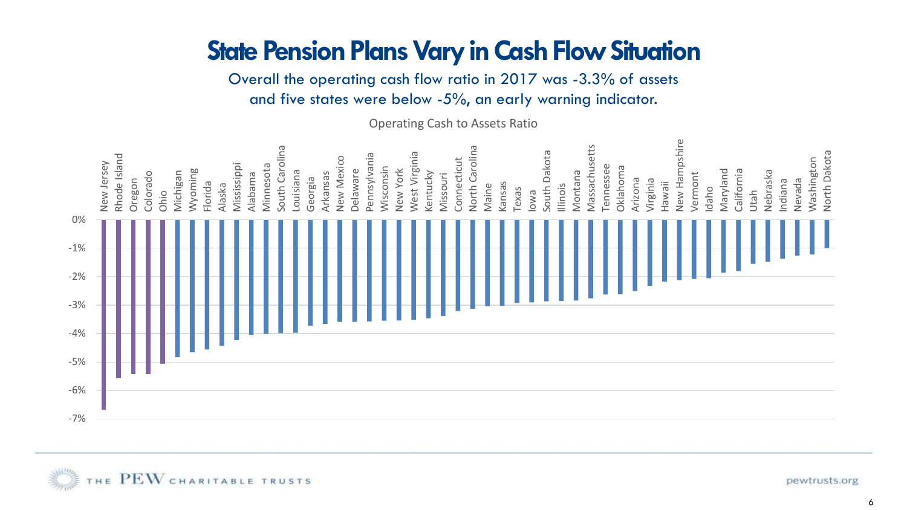# State Pension Plans Vary in Cash Flow Situation

Overall the operating cash flow ratio in 2017 was -3.3% of assets and five states were below -5%, an early warning indicator.

Operating Cash to Assets Ratio

New Jersey, Rhode Island, Oregon, Colorado, Ohio, Michigan, Wyoming, Florida, Alaska, Mississippi, Alabama, Minnesota, South Carolina, Louisiana, Georgia, Arkansas, New Mexico, Delaware, Pennsylvania, Wisconsin, New York, West Virginia, Kentucky, Missouri, Connecticut, North Carolina, Maine, Kansas, Texas, Iowa, South Dakota, Illinois, Montana, Massachusetts, Tennessee, Oklahoma, Arizona, Virginia, Hawaii, New Hampshire, Vermont, Idaho, Maryland, California, Utah, Nebraska, Indiana, Nevada, Washington, North Dakota

0%, -1%, -2%, -3%, -4%, -5%, -6%, -7%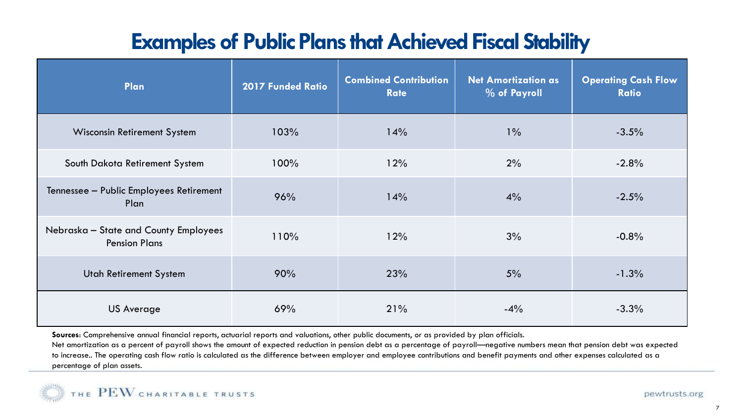# Examples of Public Plans that Achieved Fiscal Stability

| Plan | 2017 Funded Ratio | Combined Contribution Rate | Net Amortization as % of Payroll | Operating Cash Flow Ratio |
|---|---|---|---|---|
| Wisconsin Retirement System | 103% | 14% | 1% | -3.5% |
| South Dakota Retirement System | 100% | 12% | 2% | -2.8% |
| Tennessee – Public Employees Retirement Plan | 96% | 14% | 4% | -2.5% |
| Nebraska – State and County Employees Pension Plans | 110% | 12% | 3% | -0.8% |
| Utah Retirement System | 90% | 23% | 5% | -1.3% |
| US Average | 69% | 21% | -4% | -3.3% |

**Sources**: Comprehensive annual financial reports, actuarial reports and valuations, other public documents, or as provided by plan officials.
Net amortization as a percent of payroll shows the amount of expected reduction in pension debt as a percentage of payroll—negative numbers mean that pension debt was expected to increase.. The operating cash flow ratio is calculated as the difference between employer and employee contributions and benefit payments and other expenses calculated as a percentage of plan assets.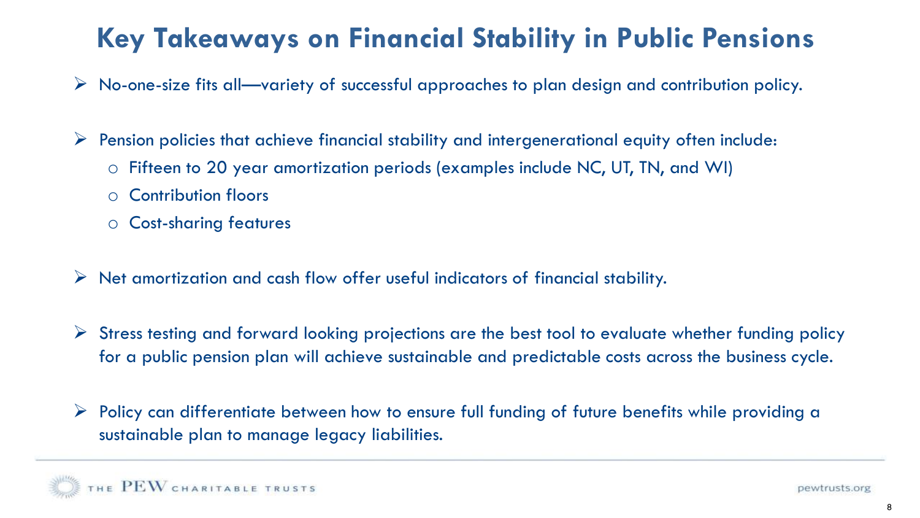# Key Takeaways on Financial Stability in Public Pensions

- No-one-size fits all—variety of successful approaches to plan design and contribution policy.
- Pension policies that achieve financial stability and intergenerational equity often include:
  - Fifteen to 20 year amortization periods (examples include NC, UT, TN, and WI)
  - Contribution floors
  - Cost-sharing features
- Net amortization and cash flow offer useful indicators of financial stability.
- Stress testing and forward looking projections are the best tool to evaluate whether funding policy for a public pension plan will achieve sustainable and predictable costs across the business cycle.
- Policy can differentiate between how to ensure full funding of future benefits while providing a sustainable plan to manage legacy liabilities.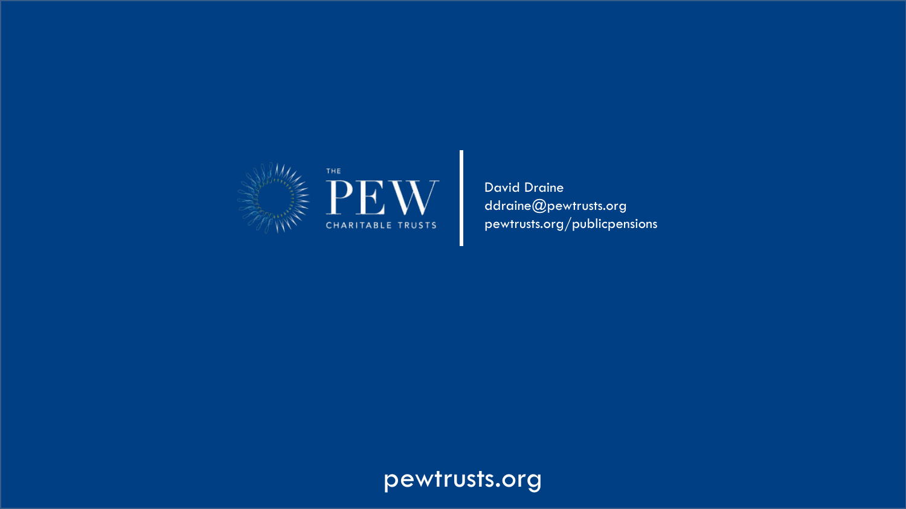THE PEW CHARITABLE TRUSTS

David Draine
ddraine@pewtrusts.org
pewtrusts.org/publicpensions

pewtrusts.org